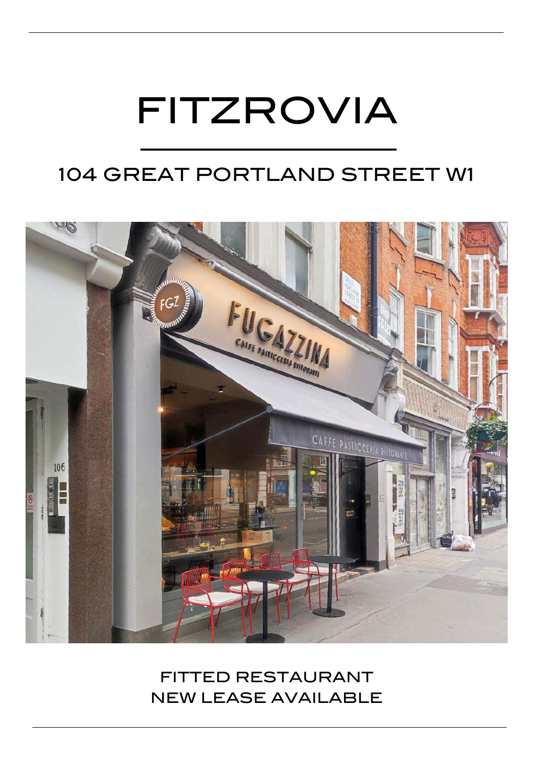# FITZROVIA

## 104 GREAT PORTLAND STREET W1

FITTED RESTAURANT
NEW LEASE AVAILABLE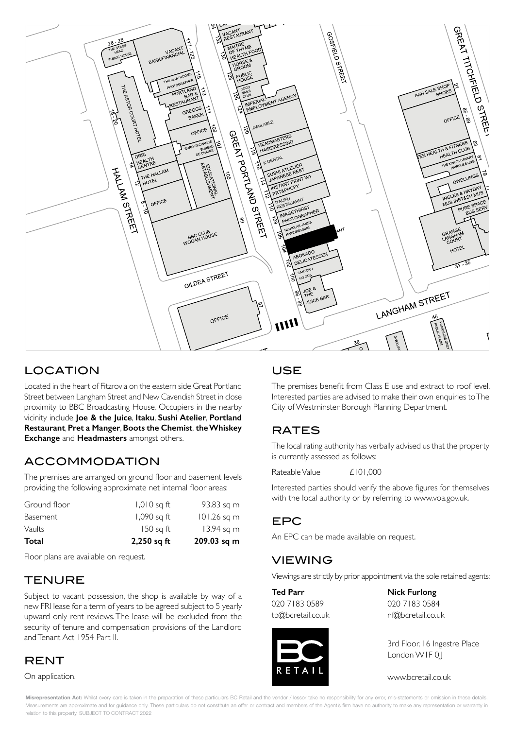## LOCATION

Located in the heart of Fitzrovia on the eastern side Great Portland Street between Langham Street and New Cavendish Street in close proximity to BBC Broadcasting House. Occupiers in the nearby vicinity include **Joe & the Juice**, **Itaku**, **Sushi Atelier**, **Portland Restaurant**, **Pret a Manger**, **Boots the Chemist**, **the Whiskey Exchange** and **Headmasters** amongst others.

## ACCOMMODATION

The premises are arranged on ground floor and basement levels providing the following approximate net internal floor areas:

| | | |
|---|---|---|
| Ground floor | 1,010 sq ft | 93.83 sq m |
| Basement | 1,090 sq ft | 101.26 sq m |
| Vaults | 150 sq ft | 13.94 sq m |
| **Total** | **2,250 sq ft** | **209.03 sq m** |

Floor plans are available on request.

## TENURE

Subject to vacant possession, the shop is available by way of a new FRI lease for a term of years to be agreed subject to 5 yearly upward only rent reviews. The lease will be excluded from the security of tenure and compensation provisions of the Landlord and Tenant Act 1954 Part II.

## RENT

On application.

## USE

The premises benefit from Class E use and extract to roof level. Interested parties are advised to make their own enquiries to The City of Westminster Borough Planning Department.

## RATES

The local rating authority has verbally advised us that the property is currently assessed as follows:

Rateable Value £101,000

Interested parties should verify the above figures for themselves with the local authority or by referring to www.voa.gov.uk.

## EPC

An EPC can be made available on request.

## VIEWING

Viewings are strictly by prior appointment via the sole retained agents:

**Ted Parr**
020 7183 0589
tp@bcretail.co.uk

**Nick Furlong**
020 7183 0584
nf@bcretail.co.uk

3rd Floor, 16 Ingestre Place
London W1F 0JJ

www.bcretail.co.uk

**Misrepresentation Act:** Whilst every care is taken in the preparation of these particulars BC Retail and the vendor / lessor take no responsibility for any error, mis-statements or omission in these details. Measurements are approximate and for guidance only. These particulars do not constitute an offer or contract and members of the Agent's firm have no authority to make any representation or warranty in relation to this property. SUBJECT TO CONTRACT 2022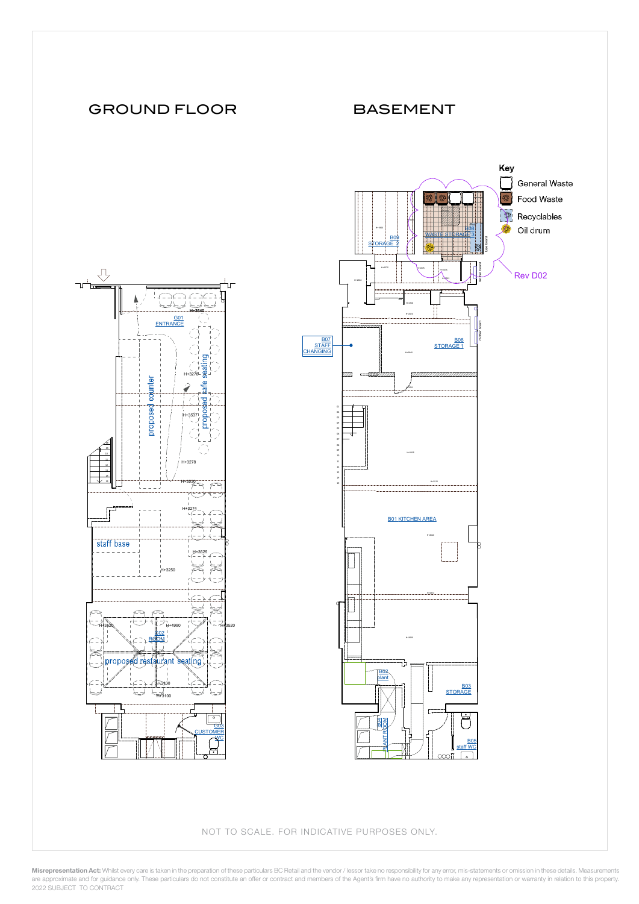## GROUND FLOOR

## BASEMENT

**Key**

- General Waste
- Food Waste
- Recyclables
- Oil drum

Rev D02

G01 ENTRANCE

proposed counter

proposed cafe seating

staff base

G02 ROOM

proposed restaurant seating

G03 CUSTOMER WC

B09 STORAGE

WASTE STORAGE

B07 STAFF CHANGING

B06 STORAGE 1

B01 KITCHEN AREA

B02 plant

B03 STORAGE

B04 PLANT ROOM

B05 staff WC

NOT TO SCALE. FOR INDICATIVE PURPOSES ONLY.

**Misrepresentation Act:** Whilst every care is taken in the preparation of these particulars BC Retail and the vendor / lessor take no responsibility for any error, mis-statements or omission in these details. Measurements are approximate and for guidance only. These particulars do not constitute an offer or contract and members of the Agent's firm have no authority to make any representation or warranty in relation to this property. 2022 SUBJECT TO CONTRACT